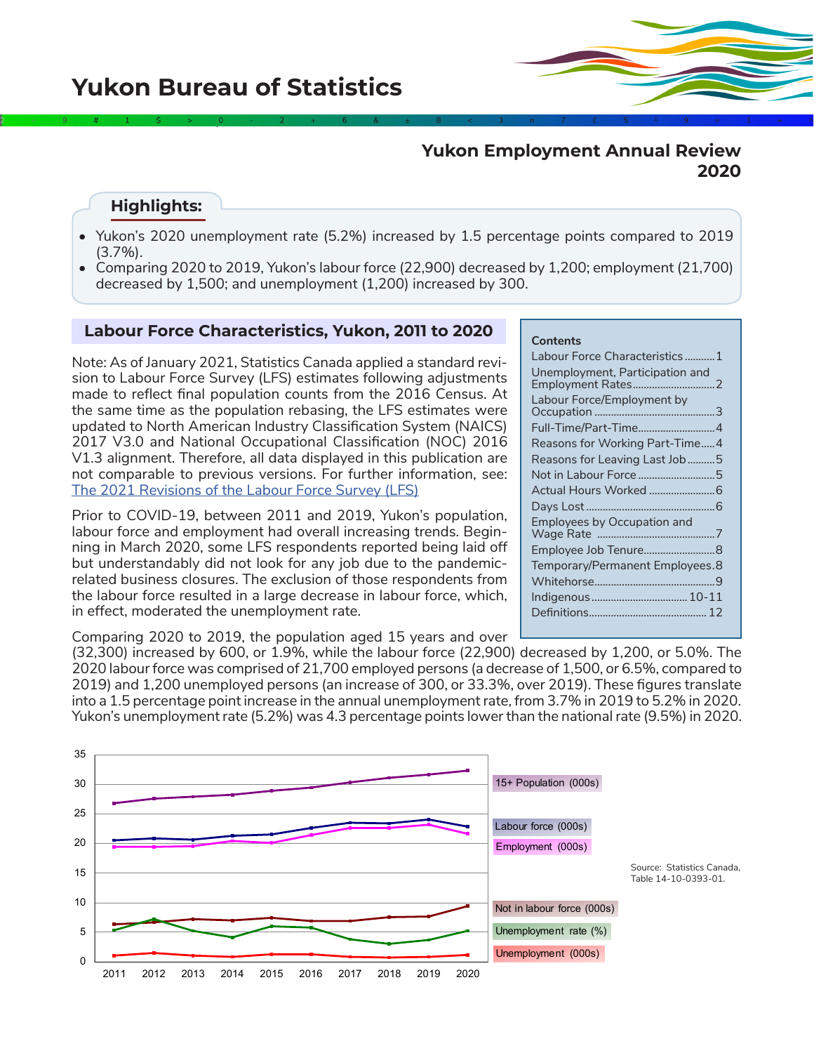# Yukon Bureau of Statistics

## Yukon Employment Annual Review 2020

### Highlights:

- Yukon's 2020 unemployment rate (5.2%) increased by 1.5 percentage points compared to 2019 (3.7%).
- Comparing 2020 to 2019, Yukon's labour force (22,900) decreased by 1,200; employment (21,700) decreased by 1,500; and unemployment (1,200) increased by 300.

**Contents**

- Labour Force Characteristics ........... 1
- Unemployment, Participation and Employment Rates ........... 2
- Labour Force/Employment by Occupation ........... 3
- Full-Time/Part-Time ........... 4
- Reasons for Working Part-Time ..... 4
- Reasons for Leaving Last Job .......... 5
- Not in Labour Force ........... 5
- Actual Hours Worked ........... 6
- Days Lost ........... 6
- Employees by Occupation and Wage Rate ........... 7
- Employee Job Tenure ........... 8
- Temporary/Permanent Employees . 8
- Whitehorse ........... 9
- Indigenous ........... 10-11
- Definitions ........... 12

## Labour Force Characteristics, Yukon, 2011 to 2020

Note: As of January 2021, Statistics Canada applied a standard revision to Labour Force Survey (LFS) estimates following adjustments made to reflect final population counts from the 2016 Census. At the same time as the population rebasing, the LFS estimates were updated to North American Industry Classification System (NAICS) 2017 V3.0 and National Occupational Classification (NOC) 2016 V1.3 alignment. Therefore, all data displayed in this publication are not comparable to previous versions. For further information, see: [The 2021 Revisions of the Labour Force Survey (LFS)]

Prior to COVID-19, between 2011 and 2019, Yukon's population, labour force and employment had overall increasing trends. Beginning in March 2020, some LFS respondents reported being laid off but understandably did not look for any job due to the pandemic-related business closures. The exclusion of those respondents from the labour force resulted in a large decrease in labour force, which, in effect, moderated the unemployment rate.

Comparing 2020 to 2019, the population aged 15 years and over (32,300) increased by 600, or 1.9%, while the labour force (22,900) decreased by 1,200, or 5.0%. The 2020 labour force was comprised of 21,700 employed persons (a decrease of 1,500, or 6.5%, compared to 2019) and 1,200 unemployed persons (an increase of 300, or 33.3%, over 2019). These figures translate into a 1.5 percentage point increase in the annual unemployment rate, from 3.7% in 2019 to 5.2% in 2020. Yukon's unemployment rate (5.2%) was 4.3 percentage points lower than the national rate (9.5%) in 2020.

Chart legend: 15+ Population (000s); Labour force (000s); Employment (000s); Not in labour force (000s); Unemployment rate (%); Unemployment (000s). Years 2011–2020.

Source: Statistics Canada, Table 14-10-0393-01.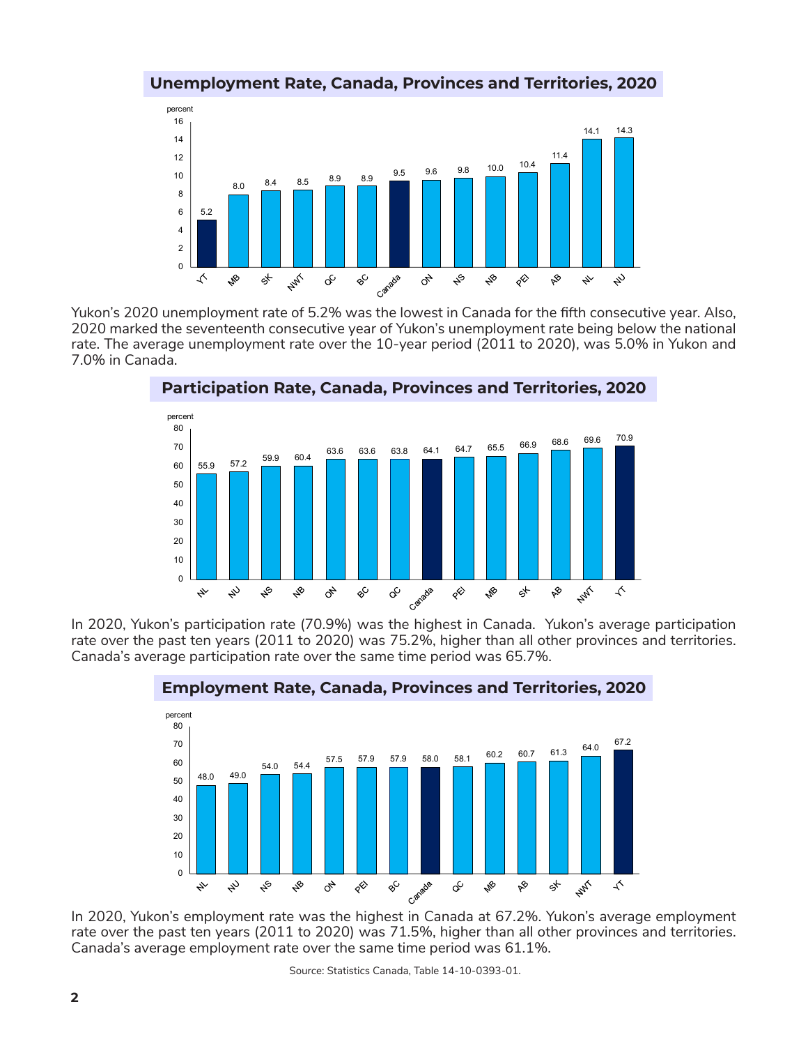## Unemployment Rate, Canada, Provinces and Territories, 2020

| | YT | MB | SK | NWT | QC | BC | Canada | ON | NS | NB | PEI | AB | NL | NU |
|---|---|---|---|---|---|---|---|---|---|---|---|---|---|---|
| percent | 5.2 | 8.0 | 8.4 | 8.5 | 8.9 | 8.9 | 9.5 | 9.6 | 9.8 | 10.0 | 10.4 | 11.4 | 14.1 | 14.3 |

Yukon's 2020 unemployment rate of 5.2% was the lowest in Canada for the fifth consecutive year. Also, 2020 marked the seventeenth consecutive year of Yukon's unemployment rate being below the national rate. The average unemployment rate over the 10-year period (2011 to 2020), was 5.0% in Yukon and 7.0% in Canada.

## Participation Rate, Canada, Provinces and Territories, 2020

| | NL | NU | NS | NB | ON | BC | QC | Canada | PEI | MB | SK | AB | NWT | YT |
|---|---|---|---|---|---|---|---|---|---|---|---|---|---|---|
| percent | 55.9 | 57.2 | 59.9 | 60.4 | 63.6 | 63.6 | 63.8 | 64.1 | 64.7 | 65.5 | 66.9 | 68.6 | 69.6 | 70.9 |

In 2020, Yukon's participation rate (70.9%) was the highest in Canada. Yukon's average participation rate over the past ten years (2011 to 2020) was 75.2%, higher than all other provinces and territories. Canada's average participation rate over the same time period was 65.7%.

## Employment Rate, Canada, Provinces and Territories, 2020

| | NL | NU | NS | NB | ON | PEI | BC | Canada | QC | MB | AB | SK | NWT | YT |
|---|---|---|---|---|---|---|---|---|---|---|---|---|---|---|
| percent | 48.0 | 49.0 | 54.0 | 54.4 | 57.5 | 57.9 | 57.9 | 58.0 | 58.1 | 60.2 | 60.7 | 61.3 | 64.0 | 67.2 |

In 2020, Yukon's employment rate was the highest in Canada at 67.2%. Yukon's average employment rate over the past ten years (2011 to 2020) was 71.5%, higher than all other provinces and territories. Canada's average employment rate over the same time period was 61.1%.

Source: Statistics Canada, Table 14-10-0393-01.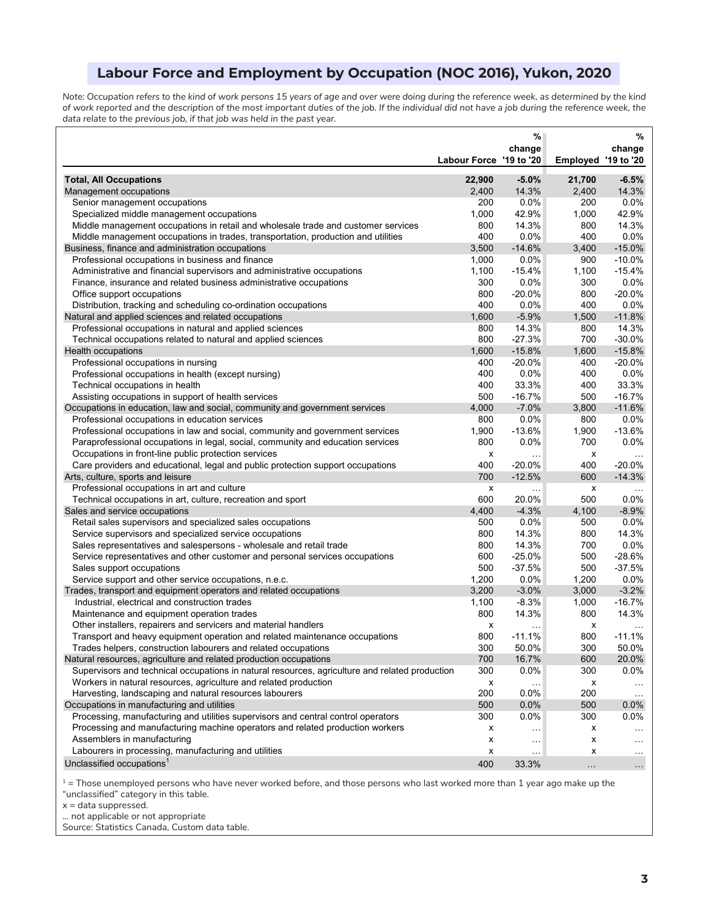## Labour Force and Employment by Occupation (NOC 2016), Yukon, 2020

*Note: Occupation refers to the kind of work persons 15 years of age and over were doing during the reference week, as determined by the kind of work reported and the description of the most important duties of the job. If the individual did not have a job during the reference week, the data relate to the previous job, if that job was held in the past year.*

| | Labour Force | % change '19 to '20 | Employed | % change '19 to '20 |
|---|---|---|---|---|
| **Total, All Occupations** | **22,900** | **-5.0%** | **21,700** | **-6.5%** |
| Management occupations | 2,400 | 14.3% | 2,400 | 14.3% |
| Senior management occupations | 200 | 0.0% | 200 | 0.0% |
| Specialized middle management occupations | 1,000 | 42.9% | 1,000 | 42.9% |
| Middle management occupations in retail and wholesale trade and customer services | 800 | 14.3% | 800 | 14.3% |
| Middle management occupations in trades, transportation, production and utilities | 400 | 0.0% | 400 | 0.0% |
| Business, finance and administration occupations | 3,500 | -14.6% | 3,400 | -15.0% |
| Professional occupations in business and finance | 1,000 | 0.0% | 900 | -10.0% |
| Administrative and financial supervisors and administrative occupations | 1,100 | -15.4% | 1,100 | -15.4% |
| Finance, insurance and related business administrative occupations | 300 | 0.0% | 300 | 0.0% |
| Office support occupations | 800 | -20.0% | 800 | -20.0% |
| Distribution, tracking and scheduling co-ordination occupations | 400 | 0.0% | 400 | 0.0% |
| Natural and applied sciences and related occupations | 1,600 | -5.9% | 1,500 | -11.8% |
| Professional occupations in natural and applied sciences | 800 | 14.3% | 800 | 14.3% |
| Technical occupations related to natural and applied sciences | 800 | -27.3% | 700 | -30.0% |
| Health occupations | 1,600 | -15.8% | 1,600 | -15.8% |
| Professional occupations in nursing | 400 | -20.0% | 400 | -20.0% |
| Professional occupations in health (except nursing) | 400 | 0.0% | 400 | 0.0% |
| Technical occupations in health | 400 | 33.3% | 400 | 33.3% |
| Assisting occupations in support of health services | 500 | -16.7% | 500 | -16.7% |
| Occupations in education, law and social, community and government services | 4,000 | -7.0% | 3,800 | -11.6% |
| Professional occupations in education services | 800 | 0.0% | 800 | 0.0% |
| Professional occupations in law and social, community and government services | 1,900 | -13.6% | 1,900 | -13.6% |
| Paraprofessional occupations in legal, social, community and education services | 800 | 0.0% | 700 | 0.0% |
| Occupations in front-line public protection services | x | ... | x | ... |
| Care providers and educational, legal and public protection support occupations | 400 | -20.0% | 400 | -20.0% |
| Arts, culture, sports and leisure | 700 | -12.5% | 600 | -14.3% |
| Professional occupations in art and culture | x | ... | x | ... |
| Technical occupations in art, culture, recreation and sport | 600 | 20.0% | 500 | 0.0% |
| Sales and service occupations | 4,400 | -4.3% | 4,100 | -8.9% |
| Retail sales supervisors and specialized sales occupations | 500 | 0.0% | 500 | 0.0% |
| Service supervisors and specialized service occupations | 800 | 14.3% | 800 | 14.3% |
| Sales representatives and salespersons - wholesale and retail trade | 800 | 14.3% | 700 | 0.0% |
| Service representatives and other customer and personal services occupations | 600 | -25.0% | 500 | -28.6% |
| Sales support occupations | 500 | -37.5% | 500 | -37.5% |
| Service support and other service occupations, n.e.c. | 1,200 | 0.0% | 1,200 | 0.0% |
| Trades, transport and equipment operators and related occupations | 3,200 | -3.0% | 3,000 | -3.2% |
| Industrial, electrical and construction trades | 1,100 | -8.3% | 1,000 | -16.7% |
| Maintenance and equipment operation trades | 800 | 14.3% | 800 | 14.3% |
| Other installers, repairers and servicers and material handlers | x | ... | x | ... |
| Transport and heavy equipment operation and related maintenance occupations | 800 | -11.1% | 800 | -11.1% |
| Trades helpers, construction labourers and related occupations | 300 | 50.0% | 300 | 50.0% |
| Natural resources, agriculture and related production occupations | 700 | 16.7% | 600 | 20.0% |
| Supervisors and technical occupations in natural resources, agriculture and related production | 300 | 0.0% | 300 | 0.0% |
| Workers in natural resources, agriculture and related production | x | ... | x | ... |
| Harvesting, landscaping and natural resources labourers | 200 | 0.0% | 200 | ... |
| Occupations in manufacturing and utilities | 500 | 0.0% | 500 | 0.0% |
| Processing, manufacturing and utilities supervisors and central control operators | 300 | 0.0% | 300 | 0.0% |
| Processing and manufacturing machine operators and related production workers | x | ... | x | ... |
| Assemblers in manufacturing | x | ... | x | ... |
| Labourers in processing, manufacturing and utilities | x | ... | x | ... |
| Unclassified occupations[1] | 400 | 33.3% | ... | ... |

[1] = Those unemployed persons who have never worked before, and those persons who last worked more than 1 year ago make up the "unclassified" category in this table.

x = data suppressed.

... not applicable or not appropriate

Source: Statistics Canada, Custom data table.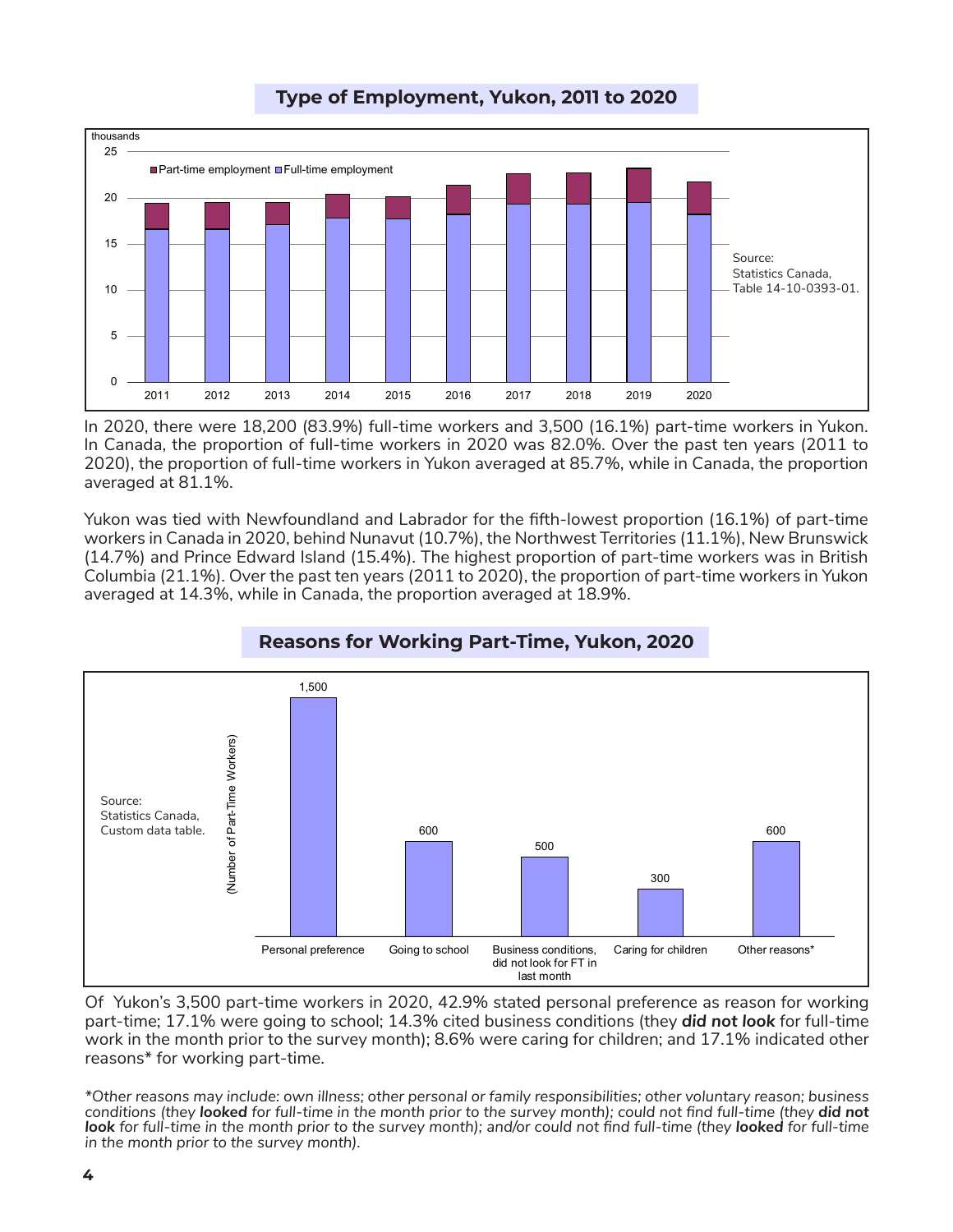## Type of Employment, Yukon, 2011 to 2020

Source: Statistics Canada, Table 14-10-0393-01.

In 2020, there were 18,200 (83.9%) full-time workers and 3,500 (16.1%) part-time workers in Yukon. In Canada, the proportion of full-time workers in 2020 was 82.0%. Over the past ten years (2011 to 2020), the proportion of full-time workers in Yukon averaged at 85.7%, while in Canada, the proportion averaged at 81.1%.

Yukon was tied with Newfoundland and Labrador for the fifth-lowest proportion (16.1%) of part-time workers in Canada in 2020, behind Nunavut (10.7%), the Northwest Territories (11.1%), New Brunswick (14.7%) and Prince Edward Island (15.4%). The highest proportion of part-time workers was in British Columbia (21.1%). Over the past ten years (2011 to 2020), the proportion of part-time workers in Yukon averaged at 14.3%, while in Canada, the proportion averaged at 18.9%.

## Reasons for Working Part-Time, Yukon, 2020

| Reason | Number of Part-Time Workers |
|---|---|
| Personal preference | 1,500 |
| Going to school | 600 |
| Business conditions, did not look for FT in last month | 500 |
| Caring for children | 300 |
| Other reasons* | 600 |

Source: Statistics Canada, Custom data table.

Of Yukon's 3,500 part-time workers in 2020, 42.9% stated personal preference as reason for working part-time; 17.1% were going to school; 14.3% cited business conditions (they ***did not look*** for full-time work in the month prior to the survey month); 8.6% were caring for children; and 17.1% indicated other reasons* for working part-time.

*\*Other reasons may include: own illness; other personal or family responsibilities; other voluntary reason; business conditions (they **looked** for full-time in the month prior to the survey month); could not find full-time (they **did not look** for full-time in the month prior to the survey month); and/or could not find full-time (they **looked** for full-time in the month prior to the survey month).*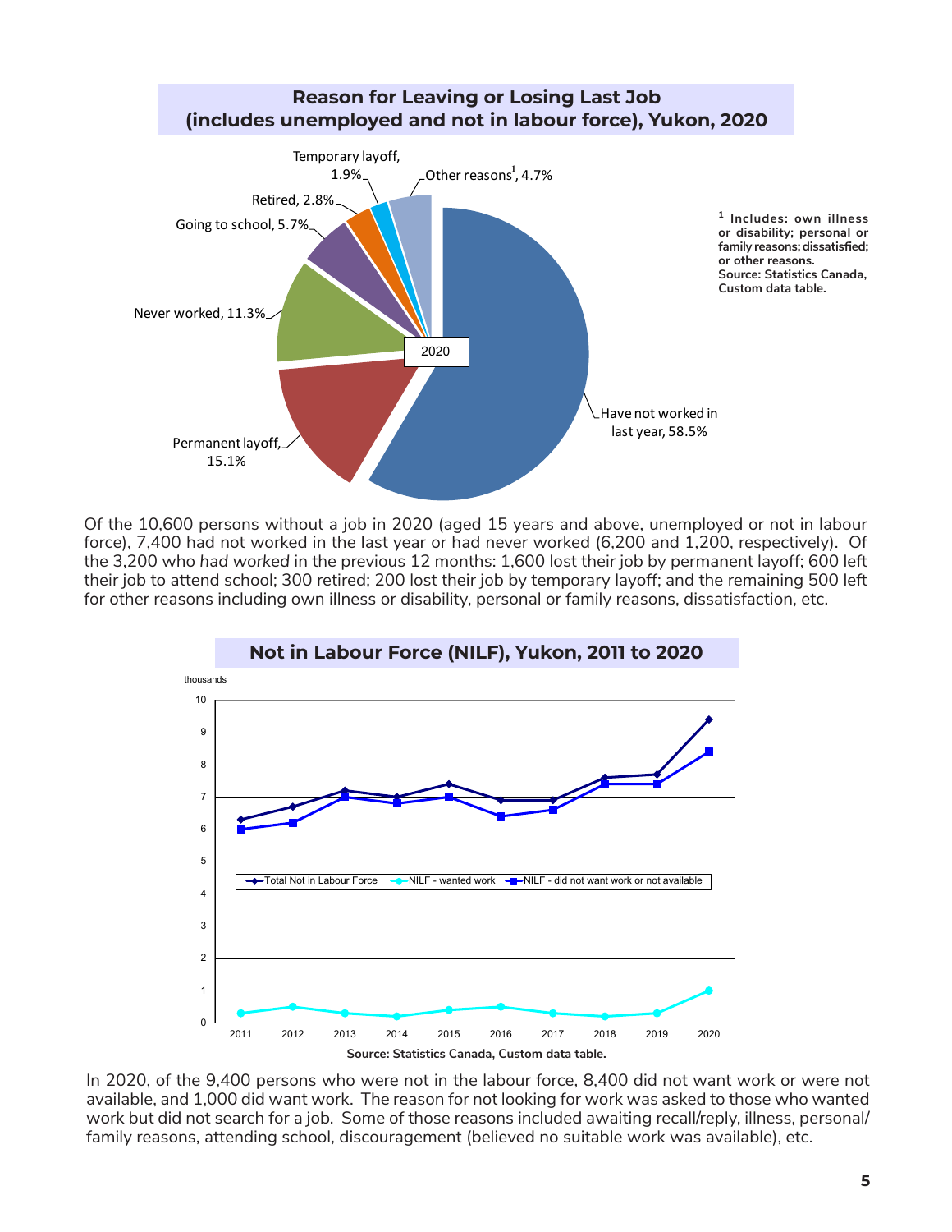## Reason for Leaving or Losing Last Job (includes unemployed and not in labour force), Yukon, 2020

Temporary layoff, 1.9%

Other reasons[1], 4.7%

Retired, 2.8%

Going to school, 5.7%

Never worked, 11.3%

2020

Permanent layoff, 15.1%

Have not worked in last year, 58.5%

[1] Includes: own illness or disability; personal or family reasons; dissatisfied; or other reasons.
Source: Statistics Canada, Custom data table.

Of the 10,600 persons without a job in 2020 (aged 15 years and above, unemployed or not in labour force), 7,400 had not worked in the last year or had never worked (6,200 and 1,200, respectively). Of the 3,200 who *had worked* in the previous 12 months: 1,600 lost their job by permanent layoff; 600 left their job to attend school; 300 retired; 200 lost their job by temporary layoff; and the remaining 500 left for other reasons including own illness or disability, personal or family reasons, dissatisfaction, etc.

## Not in Labour Force (NILF), Yukon, 2011 to 2020

thousands

Legend: Total Not in Labour Force; NILF - wanted work; NILF - did not want work or not available

Source: Statistics Canada, Custom data table.

In 2020, of the 9,400 persons who were not in the labour force, 8,400 did not want work or were not available, and 1,000 did want work. The reason for not looking for work was asked to those who wanted work but did not search for a job. Some of those reasons included awaiting recall/reply, illness, personal/family reasons, attending school, discouragement (believed no suitable work was available), etc.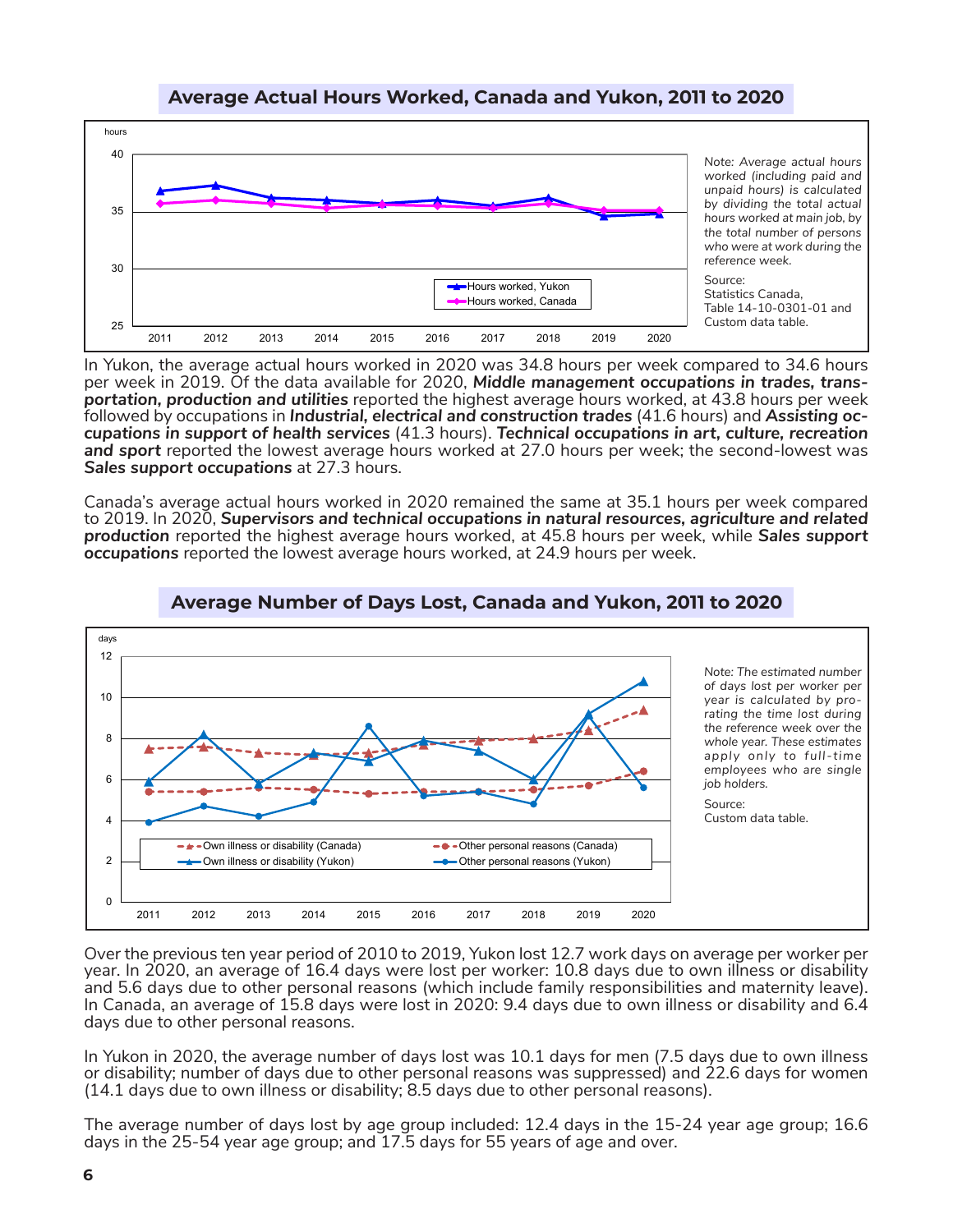## Average Actual Hours Worked, Canada and Yukon, 2011 to 2020

*Note: Average actual hours worked (including paid and unpaid hours) is calculated by dividing the total actual hours worked at main job, by the total number of persons who were at work during the reference week.*

Source:
Statistics Canada,
Table 14-10-0301-01 and
Custom data table.

In Yukon, the average actual hours worked in 2020 was 34.8 hours per week compared to 34.6 hours per week in 2019. Of the data available for 2020, ***Middle management occupations in trades, transportation, production and utilities*** reported the highest average hours worked, at 43.8 hours per week followed by occupations in ***Industrial, electrical and construction trades*** (41.6 hours) and ***Assisting occupations in support of health services*** (41.3 hours). ***Technical occupations in art, culture, recreation and sport*** reported the lowest average hours worked at 27.0 hours per week; the second-lowest was ***Sales support occupations*** at 27.3 hours.

Canada's average actual hours worked in 2020 remained the same at 35.1 hours per week compared to 2019. In 2020, ***Supervisors and technical occupations in natural resources, agriculture and related production*** reported the highest average hours worked, at 45.8 hours per week, while ***Sales support occupations*** reported the lowest average hours worked, at 24.9 hours per week.

## Average Number of Days Lost, Canada and Yukon, 2011 to 2020

*Note: The estimated number of days lost per worker per year is calculated by prorating the time lost during the reference week over the whole year. These estimates apply only to full-time employees who are single job holders.*

Source:
Custom data table.

Over the previous ten year period of 2010 to 2019, Yukon lost 12.7 work days on average per worker per year. In 2020, an average of 16.4 days were lost per worker: 10.8 days due to own illness or disability and 5.6 days due to other personal reasons (which include family responsibilities and maternity leave). In Canada, an average of 15.8 days were lost in 2020: 9.4 days due to own illness or disability and 6.4 days due to other personal reasons.

In Yukon in 2020, the average number of days lost was 10.1 days for men (7.5 days due to own illness or disability; number of days due to other personal reasons was suppressed) and 22.6 days for women (14.1 days due to own illness or disability; 8.5 days due to other personal reasons).

The average number of days lost by age group included: 12.4 days in the 15-24 year age group; 16.6 days in the 25-54 year age group; and 17.5 days for 55 years of age and over.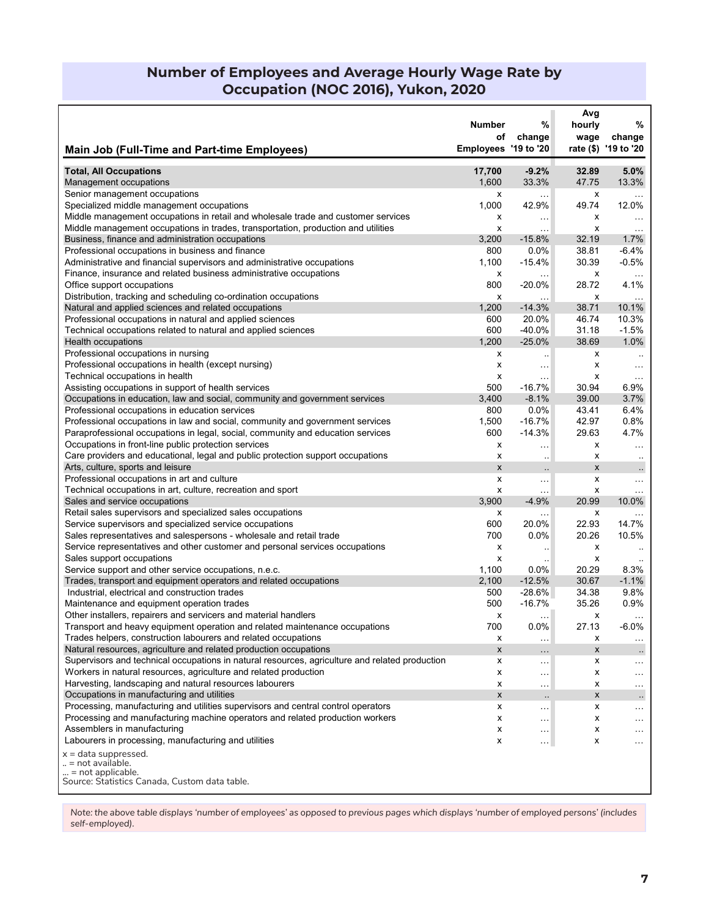## Number of Employees and Average Hourly Wage Rate by Occupation (NOC 2016), Yukon, 2020

| Main Job (Full-Time and Part-time Employees) | Number of Employees | % change '19 to '20 | Avg hourly wage rate ($) | % change '19 to '20 |
|---|---|---|---|---|
| **Total, All Occupations** | **17,700** | **-9.2%** | **32.89** | **5.0%** |
| Management occupations | 1,600 | 33.3% | 47.75 | 13.3% |
| Senior management occupations | x | … | x | … |
| Specialized middle management occupations | 1,000 | 42.9% | 49.74 | 12.0% |
| Middle management occupations in retail and wholesale trade and customer services | x | … | x | … |
| Middle management occupations in trades, transportation, production and utilities | x | … | x | … |
| Business, finance and administration occupations | 3,200 | -15.8% | 32.19 | 1.7% |
| Professional occupations in business and finance | 800 | 0.0% | 38.81 | -6.4% |
| Administrative and financial supervisors and administrative occupations | 1,100 | -15.4% | 30.39 | -0.5% |
| Finance, insurance and related business administrative occupations | x | … | x | … |
| Office support occupations | 800 | -20.0% | 28.72 | 4.1% |
| Distribution, tracking and scheduling co-ordination occupations | x | … | x | … |
| Natural and applied sciences and related occupations | 1,200 | -14.3% | 38.71 | 10.1% |
| Professional occupations in natural and applied sciences | 600 | 20.0% | 46.74 | 10.3% |
| Technical occupations related to natural and applied sciences | 600 | -40.0% | 31.18 | -1.5% |
| Health occupations | 1,200 | -25.0% | 38.69 | 1.0% |
| Professional occupations in nursing | x | .. | x | .. |
| Professional occupations in health (except nursing) | x | … | x | … |
| Technical occupations in health | x | … | x | … |
| Assisting occupations in support of health services | 500 | -16.7% | 30.94 | 6.9% |
| Occupations in education, law and social, community and government services | 3,400 | -8.1% | 39.00 | 3.7% |
| Professional occupations in education services | 800 | 0.0% | 43.41 | 6.4% |
| Professional occupations in law and social, community and government services | 1,500 | -16.7% | 42.97 | 0.8% |
| Paraprofessional occupations in legal, social, community and education services | 600 | -14.3% | 29.63 | 4.7% |
| Occupations in front-line public protection services | x | … | x | … |
| Care providers and educational, legal and public protection support occupations | x | .. | x | .. |
| Arts, culture, sports and leisure | x | .. | x | .. |
| Professional occupations in art and culture | x | … | x | … |
| Technical occupations in art, culture, recreation and sport | x | … | x | … |
| Sales and service occupations | 3,900 | -4.9% | 20.99 | 10.0% |
| Retail sales supervisors and specialized sales occupations | x | … | x | … |
| Service supervisors and specialized service occupations | 600 | 20.0% | 22.93 | 14.7% |
| Sales representatives and salespersons - wholesale and retail trade | 700 | 0.0% | 20.26 | 10.5% |
| Service representatives and other customer and personal services occupations | x | .. | x | .. |
| Sales support occupations | x | .. | x | .. |
| Service support and other service occupations, n.e.c. | 1,100 | 0.0% | 20.29 | 8.3% |
| Trades, transport and equipment operators and related occupations | 2,100 | -12.5% | 30.67 | -1.1% |
| Industrial, electrical and construction trades | 500 | -28.6% | 34.38 | 9.8% |
| Maintenance and equipment operation trades | 500 | -16.7% | 35.26 | 0.9% |
| Other installers, repairers and servicers and material handlers | x | … | x | … |
| Transport and heavy equipment operation and related maintenance occupations | 700 | 0.0% | 27.13 | -6.0% |
| Trades helpers, construction labourers and related occupations | x | … | x | … |
| Natural resources, agriculture and related production occupations | x | … | x | .. |
| Supervisors and technical occupations in natural resources, agriculture and related production | x | … | x | … |
| Workers in natural resources, agriculture and related production | x | … | x | … |
| Harvesting, landscaping and natural resources labourers | x | … | x | … |
| Occupations in manufacturing and utilities | x | .. | x | .. |
| Processing, manufacturing and utilities supervisors and central control operators | x | … | x | … |
| Processing and manufacturing machine operators and related production workers | x | … | x | … |
| Assemblers in manufacturing | x | … | x | … |
| Labourers in processing, manufacturing and utilities | x | … | x | … |

x = data suppressed.
.. = not available.
... = not applicable.
Source: Statistics Canada, Custom data table.

*Note: the above table displays 'number of employees' as opposed to previous pages which displays 'number of employed persons' (includes self-employed).*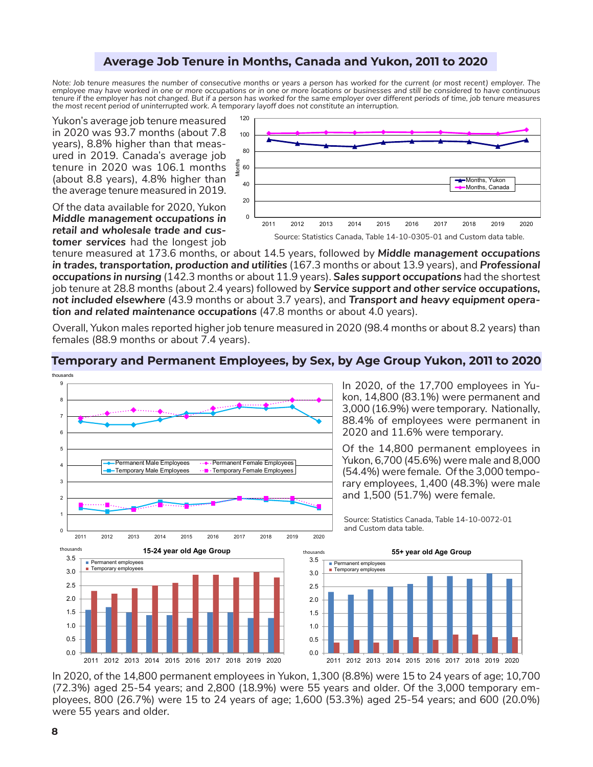## Average Job Tenure in Months, Canada and Yukon, 2011 to 2020

*Note: Job tenure measures the number of consecutive months or years a person has worked for the current (or most recent) employer. The employee may have worked in one or more occupations or in one or more locations or businesses and still be considered to have continuous tenure if the employer has not changed. But if a person has worked for the same employer over different periods of time, job tenure measures the most recent period of uninterrupted work. A temporary layoff does not constitute an interruption.*

Yukon's average job tenure measured in 2020 was 93.7 months (about 7.8 years), 8.8% higher than that measured in 2019. Canada's average job tenure in 2020 was 106.1 months (about 8.8 years), 4.8% higher than the average tenure measured in 2019.

Source: Statistics Canada, Table 14-10-0305-01 and Custom data table.

Of the data available for 2020, Yukon ***Middle management occupations in retail and wholesale trade and customer services*** had the longest job tenure measured at 173.6 months, or about 14.5 years, followed by ***Middle management occupations in trades, transportation, production and utilities*** (167.3 months or about 13.9 years), and ***Professional occupations in nursing*** (142.3 months or about 11.9 years). ***Sales support occupations*** had the shortest job tenure at 28.8 months (about 2.4 years) followed by ***Service support and other service occupations, not included elsewhere*** (43.9 months or about 3.7 years), and ***Transport and heavy equipment operation and related maintenance occupations*** (47.8 months or about 4.0 years).

Overall, Yukon males reported higher job tenure measured in 2020 (98.4 months or about 8.2 years) than females (88.9 months or about 7.4 years).

## Temporary and Permanent Employees, by Sex, by Age Group Yukon, 2011 to 2020

In 2020, of the 17,700 employees in Yukon, 14,800 (83.1%) were permanent and 3,000 (16.9%) were temporary. Nationally, 88.4% of employees were permanent in 2020 and 11.6% were temporary.

Of the 14,800 permanent employees in Yukon, 6,700 (45.6%) were male and 8,000 (54.4%) were female. Of the 3,000 temporary employees, 1,400 (48.3%) were male and 1,500 (51.7%) were female.

Source: Statistics Canada, Table 14-10-0072-01 and Custom data table.

In 2020, of the 14,800 permanent employees in Yukon, 1,300 (8.8%) were 15 to 24 years of age; 10,700 (72.3%) aged 25-54 years; and 2,800 (18.9%) were 55 years and older. Of the 3,000 temporary employees, 800 (26.7%) were 15 to 24 years of age; 1,600 (53.3%) aged 25-54 years; and 600 (20.0%) were 55 years and older.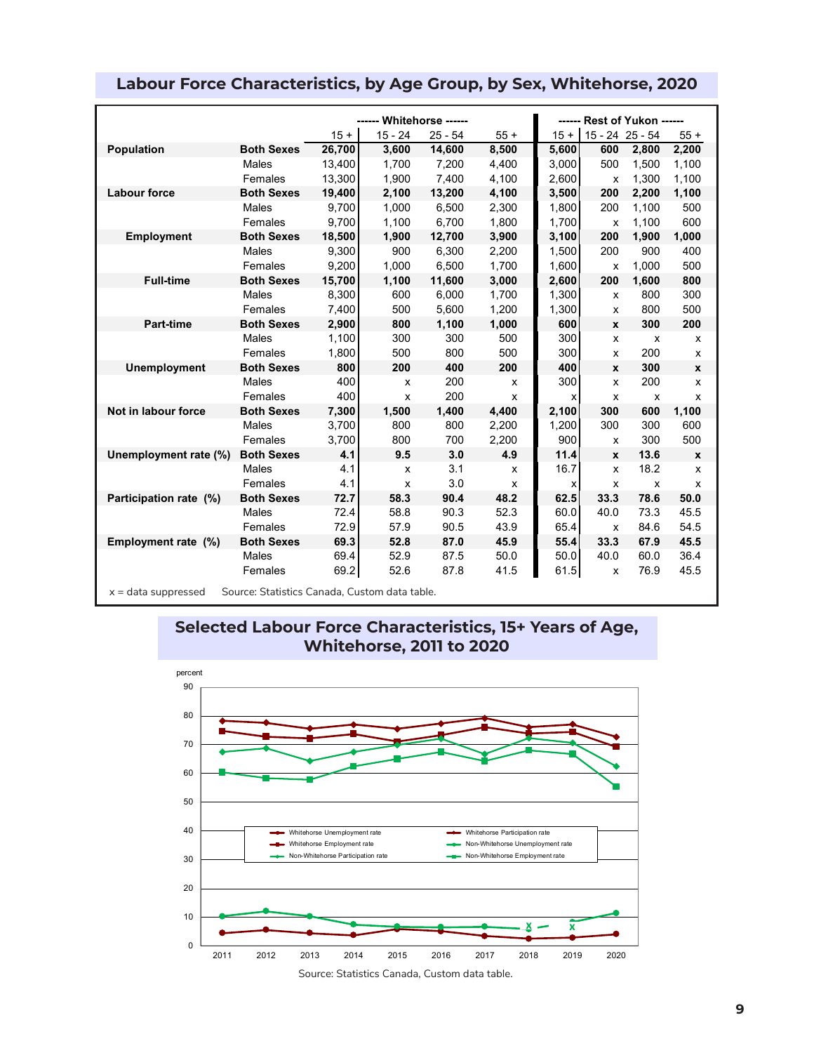## Labour Force Characteristics, by Age Group, by Sex, Whitehorse, 2020

| | | Whitehorse | | | | Rest of Yukon | | | |
|---|---|---|---|---|---|---|---|---|---|
| | | 15 + | 15 - 24 | 25 - 54 | 55 + | 15 + | 15 - 24 | 25 - 54 | 55 + |
| **Population** | **Both Sexes** | **26,700** | **3,600** | **14,600** | **8,500** | **5,600** | **600** | **2,800** | **2,200** |
| | Males | 13,400 | 1,700 | 7,200 | 4,400 | 3,000 | 500 | 1,500 | 1,100 |
| | Females | 13,300 | 1,900 | 7,400 | 4,100 | 2,600 | x | 1,300 | 1,100 |
| **Labour force** | **Both Sexes** | **19,400** | **2,100** | **13,200** | **4,100** | **3,500** | **200** | **2,200** | **1,100** |
| | Males | 9,700 | 1,000 | 6,500 | 2,300 | 1,800 | 200 | 1,100 | 500 |
| | Females | 9,700 | 1,100 | 6,700 | 1,800 | 1,700 | x | 1,100 | 600 |
| **Employment** | **Both Sexes** | **18,500** | **1,900** | **12,700** | **3,900** | **3,100** | **200** | **1,900** | **1,000** |
| | Males | 9,300 | 900 | 6,300 | 2,200 | 1,500 | 200 | 900 | 400 |
| | Females | 9,200 | 1,000 | 6,500 | 1,700 | 1,600 | x | 1,000 | 500 |
| **Full-time** | **Both Sexes** | **15,700** | **1,100** | **11,600** | **3,000** | **2,600** | **200** | **1,600** | **800** |
| | Males | 8,300 | 600 | 6,000 | 1,700 | 1,300 | x | 800 | 300 |
| | Females | 7,400 | 500 | 5,600 | 1,200 | 1,300 | x | 800 | 500 |
| **Part-time** | **Both Sexes** | **2,900** | **800** | **1,100** | **1,000** | **600** | **x** | **300** | **200** |
| | Males | 1,100 | 300 | 300 | 500 | 300 | x | x | x |
| | Females | 1,800 | 500 | 800 | 500 | 300 | x | 200 | x |
| **Unemployment** | **Both Sexes** | **800** | **200** | **400** | **200** | **400** | **x** | **300** | **x** |
| | Males | 400 | x | 200 | x | 300 | x | 200 | x |
| | Females | 400 | x | 200 | x | x | x | x | x |
| **Not in labour force** | **Both Sexes** | **7,300** | **1,500** | **1,400** | **4,400** | **2,100** | **300** | **600** | **1,100** |
| | Males | 3,700 | 800 | 800 | 2,200 | 1,200 | 300 | 300 | 600 |
| | Females | 3,700 | 800 | 700 | 2,200 | 900 | x | 300 | 500 |
| **Unemployment rate (%)** | **Both Sexes** | **4.1** | **9.5** | **3.0** | **4.9** | **11.4** | **x** | **13.6** | **x** |
| | Males | 4.1 | x | 3.1 | x | 16.7 | x | 18.2 | x |
| | Females | 4.1 | x | 3.0 | x | x | x | x | x |
| **Participation rate (%)** | **Both Sexes** | **72.7** | **58.3** | **90.4** | **48.2** | **62.5** | **33.3** | **78.6** | **50.0** |
| | Males | 72.4 | 58.8 | 90.3 | 52.3 | 60.0 | 40.0 | 73.3 | 45.5 |
| | Females | 72.9 | 57.9 | 90.5 | 43.9 | 65.4 | x | 84.6 | 54.5 |
| **Employment rate (%)** | **Both Sexes** | **69.3** | **52.8** | **87.0** | **45.9** | **55.4** | **33.3** | **67.9** | **45.5** |
| | Males | 69.4 | 52.9 | 87.5 | 50.0 | 50.0 | 40.0 | 60.0 | 36.4 |
| | Females | 69.2 | 52.6 | 87.8 | 41.5 | 61.5 | x | 76.9 | 45.5 |

x = data suppressed    Source: Statistics Canada, Custom data table.

## Selected Labour Force Characteristics, 15+ Years of Age, Whitehorse, 2011 to 2020

Source: Statistics Canada, Custom data table.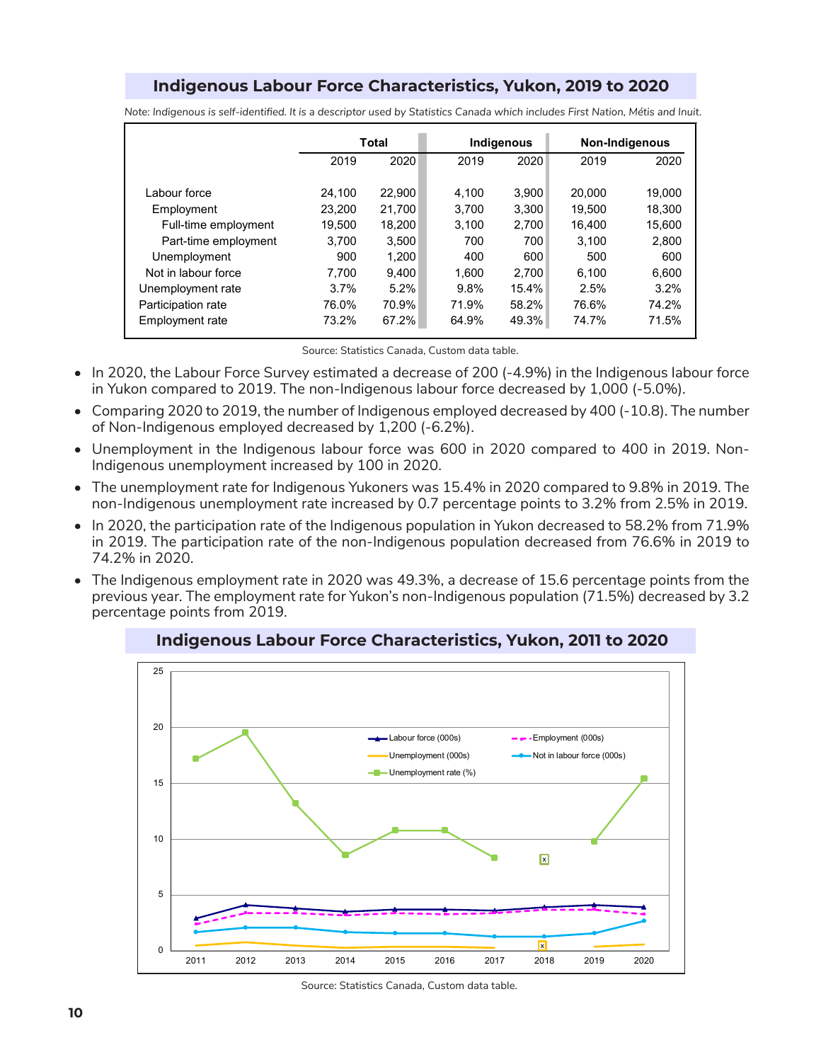## Indigenous Labour Force Characteristics, Yukon, 2019 to 2020

*Note: Indigenous is self-identified. It is a descriptor used by Statistics Canada which includes First Nation, Métis and Inuit.*

| | Total | | Indigenous | | Non-Indigenous | |
|---|---|---|---|---|---|---|
| | 2019 | 2020 | 2019 | 2020 | 2019 | 2020 |
| Labour force | 24,100 | 22,900 | 4,100 | 3,900 | 20,000 | 19,000 |
| Employment | 23,200 | 21,700 | 3,700 | 3,300 | 19,500 | 18,300 |
| Full-time employment | 19,500 | 18,200 | 3,100 | 2,700 | 16,400 | 15,600 |
| Part-time employment | 3,700 | 3,500 | 700 | 700 | 3,100 | 2,800 |
| Unemployment | 900 | 1,200 | 400 | 600 | 500 | 600 |
| Not in labour force | 7,700 | 9,400 | 1,600 | 2,700 | 6,100 | 6,600 |
| Unemployment rate | 3.7% | 5.2% | 9.8% | 15.4% | 2.5% | 3.2% |
| Participation rate | 76.0% | 70.9% | 71.9% | 58.2% | 76.6% | 74.2% |
| Employment rate | 73.2% | 67.2% | 64.9% | 49.3% | 74.7% | 71.5% |

Source: Statistics Canada, Custom data table.

- In 2020, the Labour Force Survey estimated a decrease of 200 (-4.9%) in the Indigenous labour force in Yukon compared to 2019. The non-Indigenous labour force decreased by 1,000 (-5.0%).
- Comparing 2020 to 2019, the number of Indigenous employed decreased by 400 (-10.8). The number of Non-Indigenous employed decreased by 1,200 (-6.2%).
- Unemployment in the Indigenous labour force was 600 in 2020 compared to 400 in 2019. Non-Indigenous unemployment increased by 100 in 2020.
- The unemployment rate for Indigenous Yukoners was 15.4% in 2020 compared to 9.8% in 2019. The non-Indigenous unemployment rate increased by 0.7 percentage points to 3.2% from 2.5% in 2019.
- In 2020, the participation rate of the Indigenous population in Yukon decreased to 58.2% from 71.9% in 2019. The participation rate of the non-Indigenous population decreased from 76.6% in 2019 to 74.2% in 2020.
- The Indigenous employment rate in 2020 was 49.3%, a decrease of 15.6 percentage points from the previous year. The employment rate for Yukon's non-Indigenous population (71.5%) decreased by 3.2 percentage points from 2019.

## Indigenous Labour Force Characteristics, Yukon, 2011 to 2020

Source: Statistics Canada, Custom data table.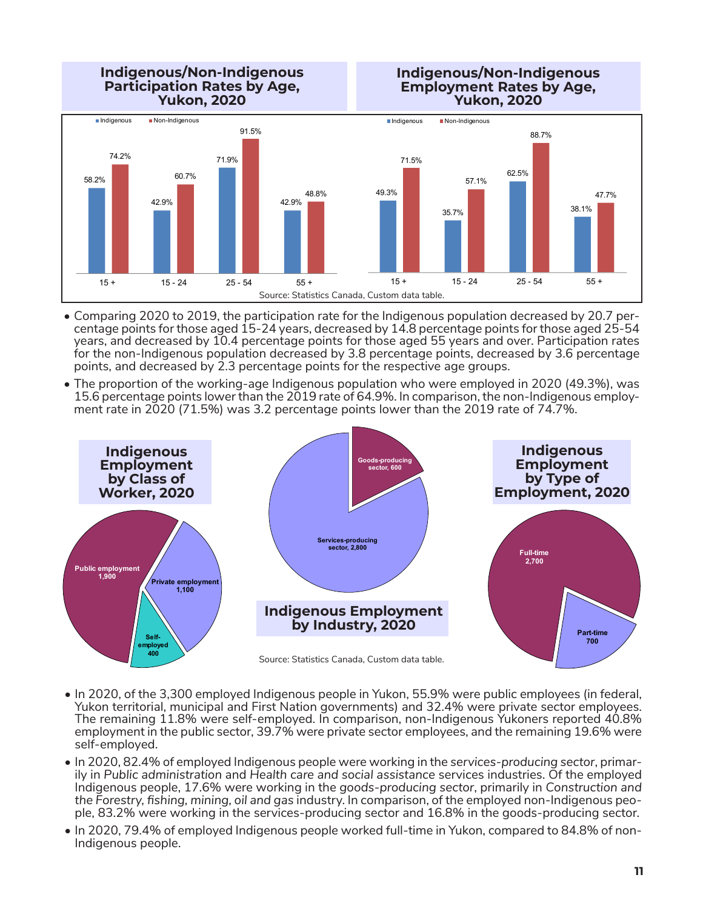## Indigenous/Non-Indigenous Participation Rates by Age, Yukon, 2020

| Age | Indigenous | Non-Indigenous |
|---|---|---|
| 15 + | 58.2% | 74.2% |
| 15 - 24 | 42.9% | 60.7% |
| 25 - 54 | 71.9% | 91.5% |
| 55 + | 42.9% | 48.8% |

## Indigenous/Non-Indigenous Employment Rates by Age, Yukon, 2020

| Age | Indigenous | Non-Indigenous |
|---|---|---|
| 15 + | 49.3% | 71.5% |
| 15 - 24 | 35.7% | 57.1% |
| 25 - 54 | 62.5% | 88.7% |
| 55 + | 38.1% | 47.7% |

Source: Statistics Canada, Custom data table.

- Comparing 2020 to 2019, the participation rate for the Indigenous population decreased by 20.7 percentage points for those aged 15-24 years, decreased by 14.8 percentage points for those aged 25-54 years, and decreased by 10.4 percentage points for those aged 55 years and over. Participation rates for the non-Indigenous population decreased by 3.8 percentage points, decreased by 3.6 percentage points, and decreased by 2.3 percentage points for the respective age groups.
- The proportion of the working-age Indigenous population who were employed in 2020 (49.3%), was 15.6 percentage points lower than the 2019 rate of 64.9%. In comparison, the non-Indigenous employment rate in 2020 (71.5%) was 3.2 percentage points lower than the 2019 rate of 74.7%.

## Indigenous Employment by Class of Worker, 2020

| Class of Worker | Employment |
|---|---|
| Public employment | 1,900 |
| Private employment | 1,100 |
| Self-employed | 400 |

## Indigenous Employment by Industry, 2020

| Industry | Employment |
|---|---|
| Goods-producing sector | 600 |
| Services-producing sector | 2,800 |

## Indigenous Employment by Type of Employment, 2020

| Type of Employment | Employment |
|---|---|
| Full-time | 2,700 |
| Part-time | 700 |

Source: Statistics Canada, Custom data table.

- In 2020, of the 3,300 employed Indigenous people in Yukon, 55.9% were public employees (in federal, Yukon territorial, municipal and First Nation governments) and 32.4% were private sector employees. The remaining 11.8% were self-employed. In comparison, non-Indigenous Yukoners reported 40.8% employment in the public sector, 39.7% were private sector employees, and the remaining 19.6% were self-employed.
- In 2020, 82.4% of employed Indigenous people were working in the *services-producing sector*, primarily in *Public administration* and *Health care and social assistance* services industries. Of the employed Indigenous people, 17.6% were working in the *goods-producing sector*, primarily in *Construction and the Forestry, fishing, mining, oil and gas* industry. In comparison, of the employed non-Indigenous people, 83.2% were working in the services-producing sector and 16.8% in the goods-producing sector.
- In 2020, 79.4% of employed Indigenous people worked full-time in Yukon, compared to 84.8% of non-Indigenous people.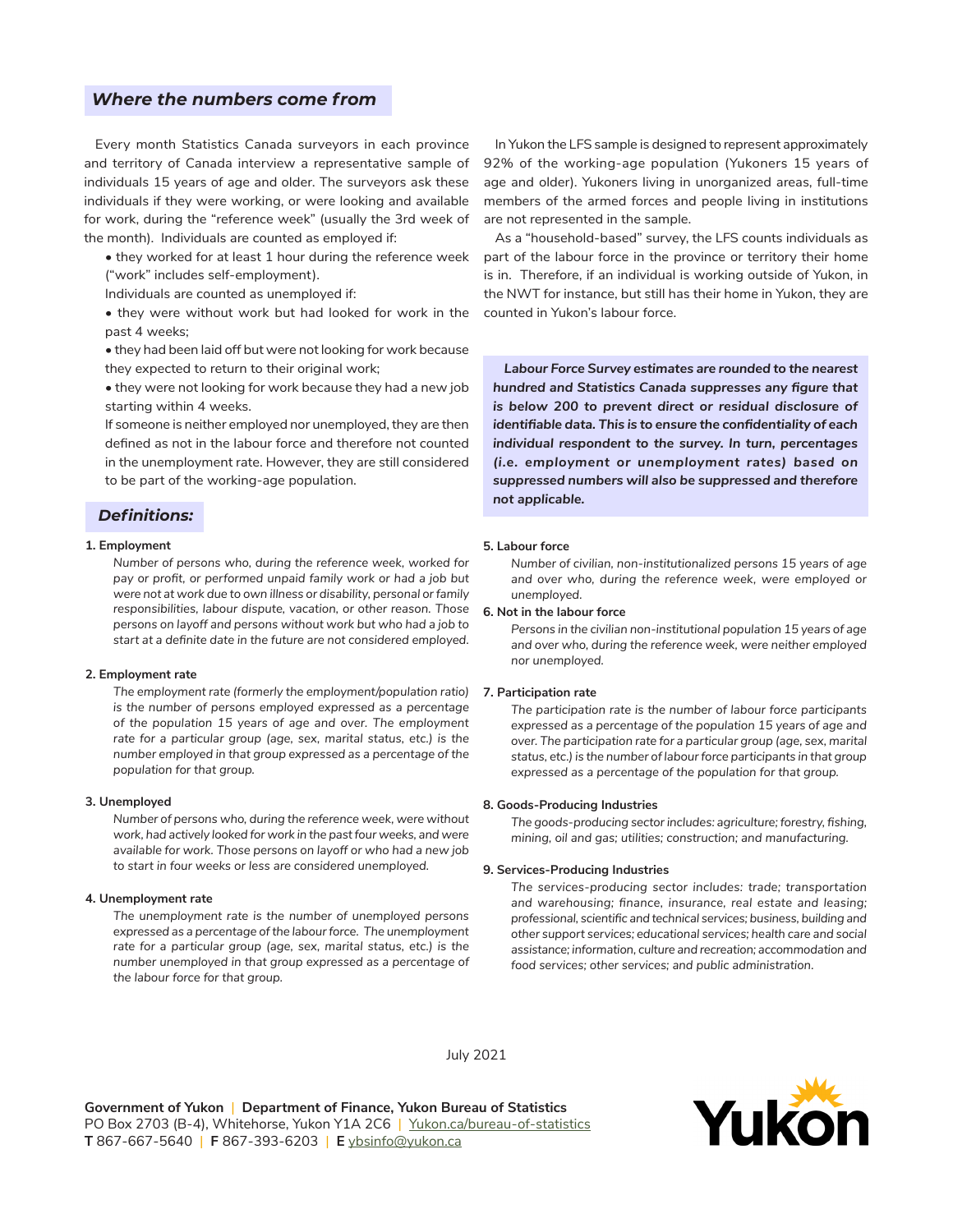## *Where the numbers come from*

Every month Statistics Canada surveyors in each province and territory of Canada interview a representative sample of individuals 15 years of age and older. The surveyors ask these individuals if they were working, or were looking and available for work, during the "reference week" (usually the 3rd week of the month). Individuals are counted as employed if:

- they worked for at least 1 hour during the reference week ("work" includes self-employment).

Individuals are counted as unemployed if:

- they were without work but had looked for work in the past 4 weeks;
- they had been laid off but were not looking for work because they expected to return to their original work;
- they were not looking for work because they had a new job starting within 4 weeks.

If someone is neither employed nor unemployed, they are then defined as not in the labour force and therefore not counted in the unemployment rate. However, they are still considered to be part of the working-age population.

In Yukon the LFS sample is designed to represent approximately 92% of the working-age population (Yukoners 15 years of age and older). Yukoners living in unorganized areas, full-time members of the armed forces and people living in institutions are not represented in the sample.

As a "household-based" survey, the LFS counts individuals as part of the labour force in the province or territory their home is in. Therefore, if an individual is working outside of Yukon, in the NWT for instance, but still has their home in Yukon, they are counted in Yukon's labour force.

***Labour Force Survey estimates are rounded to the nearest hundred and Statistics Canada suppresses any figure that is below 200 to prevent direct or residual disclosure of identifiable data. This is to ensure the confidentiality of each individual respondent to the survey. In turn, percentages (i.e. employment or unemployment rates) based on suppressed numbers will also be suppressed and therefore not applicable.***

## *Definitions:*

**1. Employment**

*Number of persons who, during the reference week, worked for pay or profit, or performed unpaid family work or had a job but were not at work due to own illness or disability, personal or family responsibilities, labour dispute, vacation, or other reason. Those persons on layoff and persons without work but who had a job to start at a definite date in the future are not considered employed.*

**2. Employment rate**

*The employment rate (formerly the employment/population ratio) is the number of persons employed expressed as a percentage of the population 15 years of age and over. The employment rate for a particular group (age, sex, marital status, etc.) is the number employed in that group expressed as a percentage of the population for that group.*

**3. Unemployed**

*Number of persons who, during the reference week, were without work, had actively looked for work in the past four weeks, and were available for work. Those persons on layoff or who had a new job to start in four weeks or less are considered unemployed.*

**4. Unemployment rate**

*The unemployment rate is the number of unemployed persons expressed as a percentage of the labour force. The unemployment rate for a particular group (age, sex, marital status, etc.) is the number unemployed in that group expressed as a percentage of the labour force for that group.*

**5. Labour force**

*Number of civilian, non-institutionalized persons 15 years of age and over who, during the reference week, were employed or unemployed.*

**6. Not in the labour force**

*Persons in the civilian non-institutional population 15 years of age and over who, during the reference week, were neither employed nor unemployed.*

**7. Participation rate**

*The participation rate is the number of labour force participants expressed as a percentage of the population 15 years of age and over. The participation rate for a particular group (age, sex, marital status, etc.) is the number of labour force participants in that group expressed as a percentage of the population for that group.*

**8. Goods-Producing Industries**

*The goods-producing sector includes: agriculture; forestry, fishing, mining, oil and gas; utilities; construction; and manufacturing.*

**9. Services-Producing Industries**

*The services-producing sector includes: trade; transportation and warehousing; finance, insurance, real estate and leasing; professional, scientific and technical services; business, building and other support services; educational services; health care and social assistance; information, culture and recreation; accommodation and food services; other services; and public administration.*

July 2021

**Government of Yukon** | **Department of Finance, Yukon Bureau of Statistics**
PO Box 2703 (B-4), Whitehorse, Yukon Y1A 2C6 | Yukon.ca/bureau-of-statistics
**T** 867-667-5640 | **F** 867-393-6203 | **E** ybsinfo@yukon.ca

Yukon